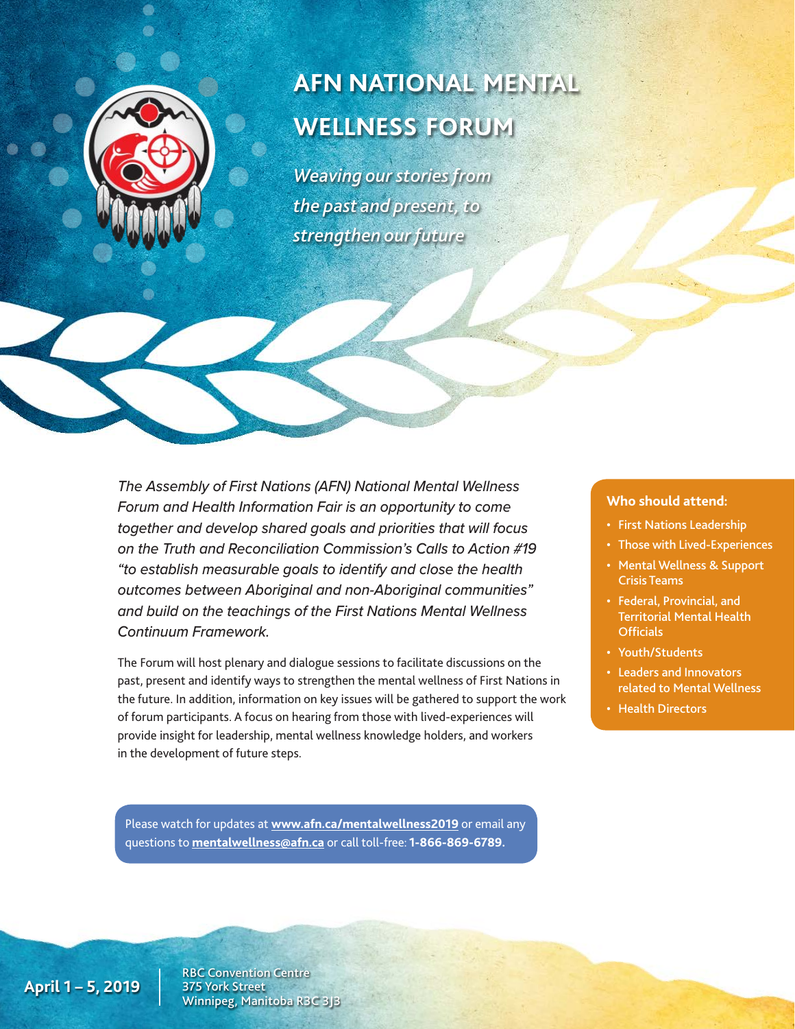# AFN NATIONAL MENTAL WELLNESS FORUM

*Weaving our stories from the past and present, to strengthen our future*

*The Assembly of First Nations (AFN) National Mental Wellness Forum and Health Information Fair is an opportunity to come together and develop shared goals and priorities that will focus on the Truth and Reconciliation Commission's Calls to Action #19 "to establish measurable goals to identify and close the health outcomes between Aboriginal and non-Aboriginal communities" and build on the teachings of the First Nations Mental Wellness Continuum Framework.*

The Forum will host plenary and dialogue sessions to facilitate discussions on the past, present and identify ways to strengthen the mental wellness of First Nations in the future. In addition, information on key issues will be gathered to support the work of forum participants. A focus on hearing from those with lived-experiences will provide insight for leadership, mental wellness knowledge holders, and workers in the development of future steps.

**Who should attend:**

- First Nations Leadership
- Those with Lived-Experiences
- Mental Wellness & Support Crisis Teams
- Federal, Provincial, and Territorial Mental Health Officials
- Youth/Students
- Leaders and Innovators related to Mental Wellness
- Health Directors

Please watch for updates at **www.afn.ca/mentalwellness2019** or email any questions to **mentalwellness@afn.ca** or call toll-free: **1-866-869-6789.**

**April 1 – 5, 2019**

RBC Convention Centre
375 York Street
Winnipeg, Manitoba R3C 3J3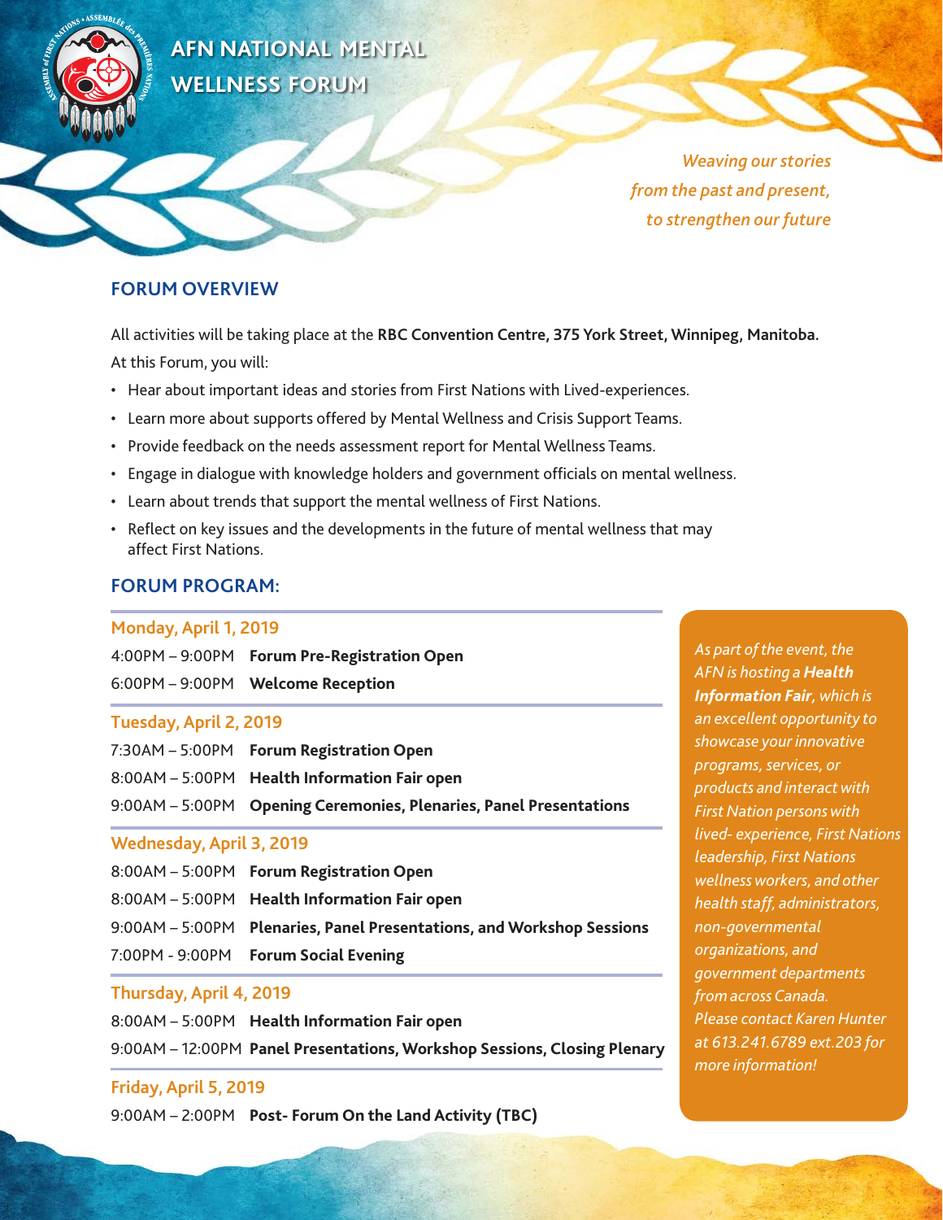# AFN NATIONAL MENTAL WELLNESS FORUM

*Weaving our stories from the past and present, to strengthen our future*

## FORUM OVERVIEW

All activities will be taking place at the **RBC Convention Centre, 375 York Street, Winnipeg, Manitoba.**

At this Forum, you will:

- Hear about important ideas and stories from First Nations with Lived-experiences.
- Learn more about supports offered by Mental Wellness and Crisis Support Teams.
- Provide feedback on the needs assessment report for Mental Wellness Teams.
- Engage in dialogue with knowledge holders and government officials on mental wellness.
- Learn about trends that support the mental wellness of First Nations.
- Reflect on key issues and the developments in the future of mental wellness that may affect First Nations.

## FORUM PROGRAM:

### Monday, April 1, 2019

4:00PM – 9:00PM **Forum Pre-Registration Open**

6:00PM – 9:00PM **Welcome Reception**

### Tuesday, April 2, 2019

7:30AM – 5:00PM **Forum Registration Open**

8:00AM – 5:00PM **Health Information Fair open**

9:00AM – 5:00PM **Opening Ceremonies, Plenaries, Panel Presentations**

### Wednesday, April 3, 2019

8:00AM – 5:00PM **Forum Registration Open**

8:00AM – 5:00PM **Health Information Fair open**

9:00AM – 5:00PM **Plenaries, Panel Presentations, and Workshop Sessions**

7:00PM - 9:00PM **Forum Social Evening**

### Thursday, April 4, 2019

8:00AM – 5:00PM **Health Information Fair open**

9:00AM – 12:00PM **Panel Presentations, Workshop Sessions, Closing Plenary**

### Friday, April 5, 2019

9:00AM – 2:00PM **Post- Forum On the Land Activity (TBC)**

*As part of the event, the AFN is hosting a **Health Information Fair**, which is an excellent opportunity to showcase your innovative programs, services, or products and interact with First Nation persons with lived- experience, First Nations leadership, First Nations wellness workers, and other health staff, administrators, non-governmental organizations, and government departments from across Canada. Please contact Karen Hunter at 613.241.6789 ext.203 for more information!*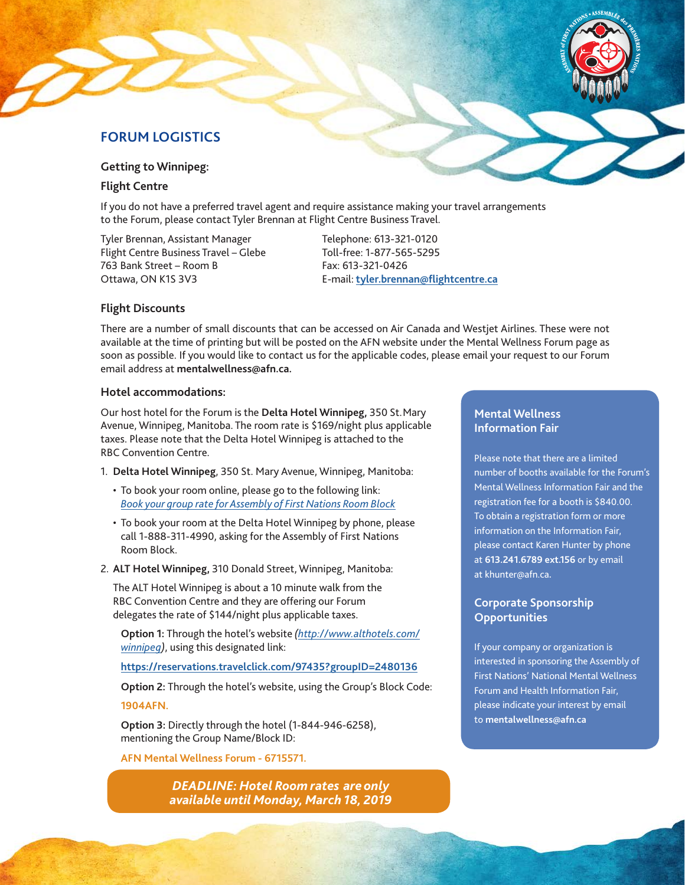## FORUM LOGISTICS

### Getting to Winnipeg:

### Flight Centre

If you do not have a preferred travel agent and require assistance making your travel arrangements to the Forum, please contact Tyler Brennan at Flight Centre Business Travel.

Tyler Brennan, Assistant Manager
Flight Centre Business Travel – Glebe
763 Bank Street – Room B
Ottawa, ON K1S 3V3

Telephone: 613-321-0120
Toll-free: 1-877-565-5295
Fax: 613-321-0426
E-mail: **tyler.brennan@flightcentre.ca**

### Flight Discounts

There are a number of small discounts that can be accessed on Air Canada and Westjet Airlines. These were not available at the time of printing but will be posted on the AFN website under the Mental Wellness Forum page as soon as possible. If you would like to contact us for the applicable codes, please email your request to our Forum email address at **mentalwellness@afn.ca.**

### Hotel accommodations:

Our host hotel for the Forum is the **Delta Hotel Winnipeg,** 350 St. Mary Avenue, Winnipeg, Manitoba. The room rate is $169/night plus applicable taxes. Please note that the Delta Hotel Winnipeg is attached to the RBC Convention Centre.

1. **Delta Hotel Winnipeg**, 350 St. Mary Avenue, Winnipeg, Manitoba:
   - To book your room online, please go to the following link: *Book your group rate for Assembly of First Nations Room Block*
   - To book your room at the Delta Hotel Winnipeg by phone, please call 1-888-311-4990, asking for the Assembly of First Nations Room Block.
2. **ALT Hotel Winnipeg,** 310 Donald Street, Winnipeg, Manitoba:

   The ALT Hotel Winnipeg is about a 10 minute walk from the RBC Convention Centre and they are offering our Forum delegates the rate of $144/night plus applicable taxes.

   **Option 1:** Through the hotel's website *(http://www.althotels.com/winnipeg)*, using this designated link:

   **https://reservations.travelclick.com/97435?groupID=2480136**

   **Option 2:** Through the hotel's website, using the Group's Block Code:

   **1904AFN.**

   **Option 3:** Directly through the hotel (1-844-946-6258), mentioning the Group Name/Block ID:

   **AFN Mental Wellness Forum - 6715571.**

***DEADLINE: Hotel Room rates are only available until Monday, March 18, 2019***

### Mental Wellness Information Fair

Please note that there are a limited number of booths available for the Forum's Mental Wellness Information Fair and the registration fee for a booth is $840.00. To obtain a registration form or more information on the Information Fair, please contact Karen Hunter by phone at **613.241.6789 ext.156** or by email at khunter@afn.ca.

### Corporate Sponsorship Opportunities

If your company or organization is interested in sponsoring the Assembly of First Nations' National Mental Wellness Forum and Health Information Fair, please indicate your interest by email to **mentalwellness@afn.ca**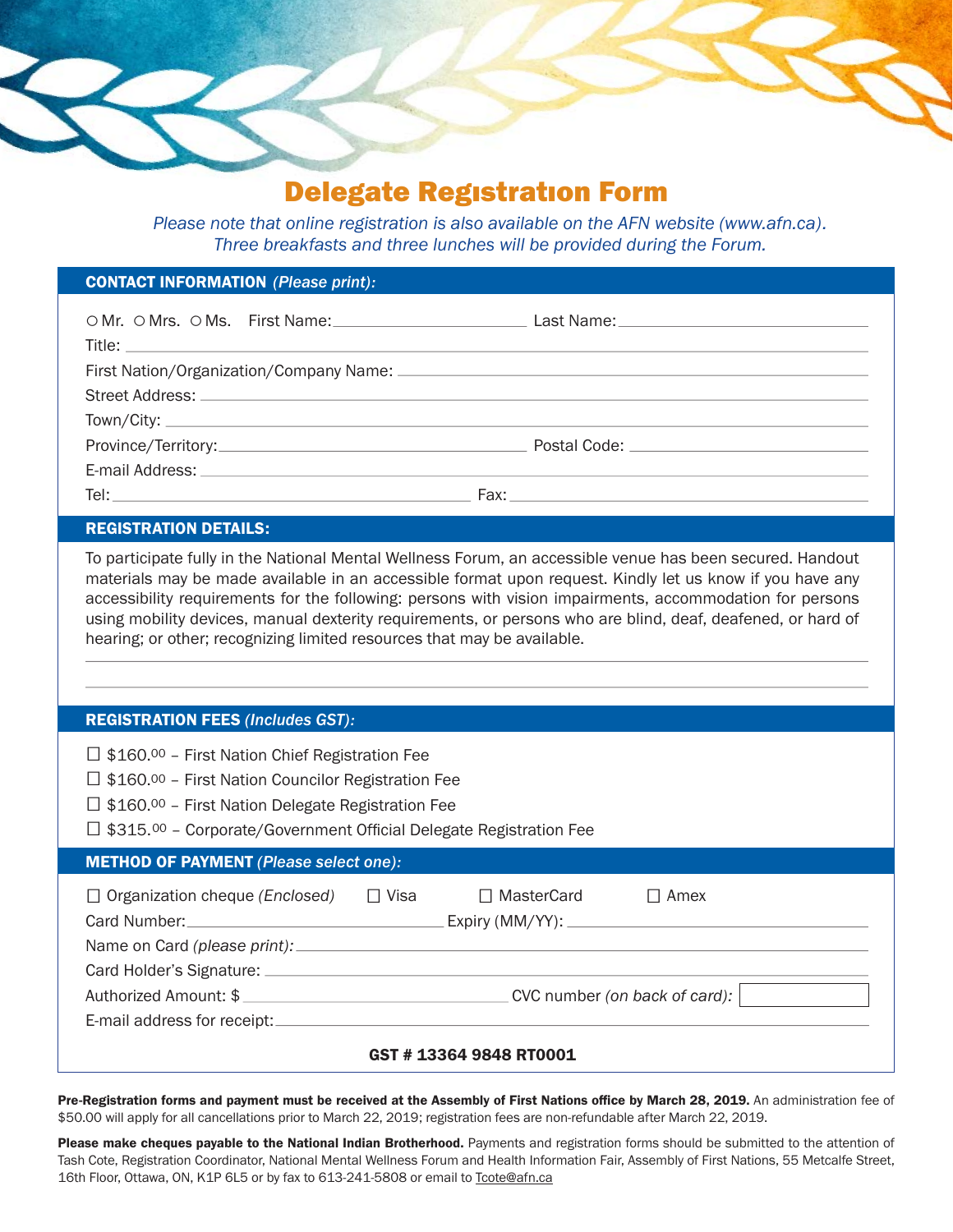# Delegate Registration Form

*Please note that online registration is also available on the AFN website (www.afn.ca).*
*Three breakfasts and three lunches will be provided during the Forum.*

## CONTACT INFORMATION *(Please print):*

○ Mr. ○ Mrs. ○ Ms. First Name: ______________________ Last Name: ______________________

Title: ______________________

First Nation/Organization/Company Name: ______________________

Street Address: ______________________

Town/City: ______________________

Province/Territory: ______________________ Postal Code: ______________________

E-mail Address: ______________________

Tel: ______________________ Fax: ______________________

## REGISTRATION DETAILS:

To participate fully in the National Mental Wellness Forum, an accessible venue has been secured. Handout materials may be made available in an accessible format upon request. Kindly let us know if you have any accessibility requirements for the following: persons with vision impairments, accommodation for persons using mobility devices, manual dexterity requirements, or persons who are blind, deaf, deafened, or hard of hearing; or other; recognizing limited resources that may be available.

______________________

______________________

## REGISTRATION FEES *(Includes GST):*

- ☐ $160.00 – First Nation Chief Registration Fee
- ☐ $160.00 – First Nation Councilor Registration Fee
- ☐ $160.00 – First Nation Delegate Registration Fee
- ☐ $315.00 – Corporate/Government Official Delegate Registration Fee

## METHOD OF PAYMENT *(Please select one):*

☐ Organization cheque *(Enclosed)* ☐ Visa ☐ MasterCard ☐ Amex

Card Number: ______________________ Expiry (MM/YY): ______________________

Name on Card *(please print):* ______________________

Card Holder's Signature: ______________________

Authorized Amount: $ ______________________ CVC number *(on back of card):* ________

E-mail address for receipt: ______________________

**GST # 13364 9848 RT0001**

**Pre-Registration forms and payment must be received at the Assembly of First Nations office by March 28, 2019.** An administration fee of $50.00 will apply for all cancellations prior to March 22, 2019; registration fees are non-refundable after March 22, 2019.

**Please make cheques payable to the National Indian Brotherhood.** Payments and registration forms should be submitted to the attention of Tash Cote, Registration Coordinator, National Mental Wellness Forum and Health Information Fair, Assembly of First Nations, 55 Metcalfe Street, 16th Floor, Ottawa, ON, K1P 6L5 or by fax to 613-241-5808 or email to Tcote@afn.ca